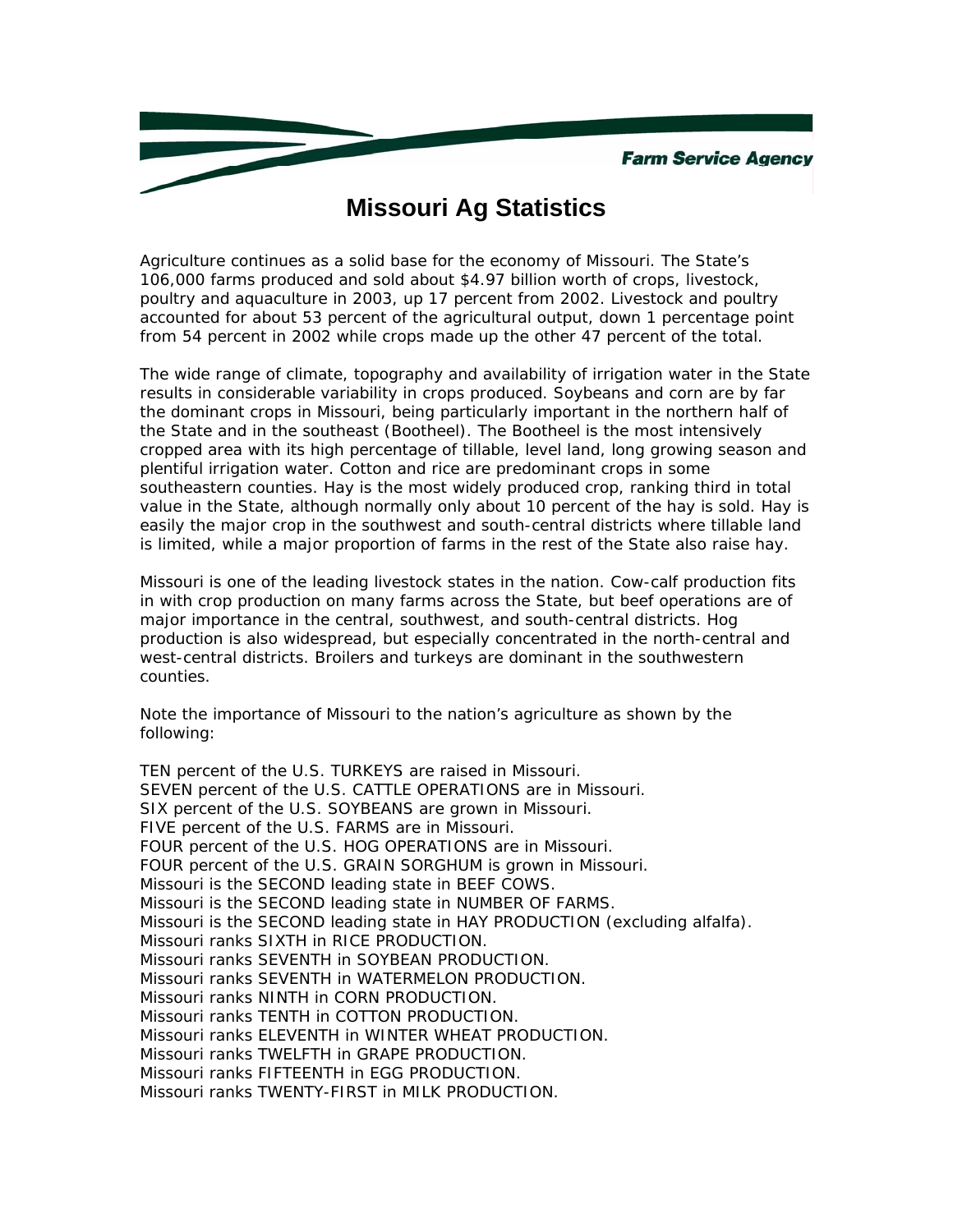Farm Service Agency

# Missouri Ag Statistics

Agriculture continues as a solid base for the economy of Missouri. The State's 106,000 farms produced and sold about $4.97 billion worth of crops, livestock, poultry and aquaculture in 2003, up 17 percent from 2002. Livestock and poultry accounted for about 53 percent of the agricultural output, down 1 percentage point from 54 percent in 2002 while crops made up the other 47 percent of the total.

The wide range of climate, topography and availability of irrigation water in the State results in considerable variability in crops produced. Soybeans and corn are by far the dominant crops in Missouri, being particularly important in the northern half of the State and in the southeast (Bootheel). The Bootheel is the most intensively cropped area with its high percentage of tillable, level land, long growing season and plentiful irrigation water. Cotton and rice are predominant crops in some southeastern counties. Hay is the most widely produced crop, ranking third in total value in the State, although normally only about 10 percent of the hay is sold. Hay is easily the major crop in the southwest and south-central districts where tillable land is limited, while a major proportion of farms in the rest of the State also raise hay.

Missouri is one of the leading livestock states in the nation. Cow-calf production fits in with crop production on many farms across the State, but beef operations are of major importance in the central, southwest, and south-central districts. Hog production is also widespread, but especially concentrated in the north-central and west-central districts. Broilers and turkeys are dominant in the southwestern counties.

Note the importance of Missouri to the nation's agriculture as shown by the following:

TEN percent of the U.S. TURKEYS are raised in Missouri.
SEVEN percent of the U.S. CATTLE OPERATIONS are in Missouri.
SIX percent of the U.S. SOYBEANS are grown in Missouri.
FIVE percent of the U.S. FARMS are in Missouri.
FOUR percent of the U.S. HOG OPERATIONS are in Missouri.
FOUR percent of the U.S. GRAIN SORGHUM is grown in Missouri.
Missouri is the SECOND leading state in BEEF COWS.
Missouri is the SECOND leading state in NUMBER OF FARMS.
Missouri is the SECOND leading state in HAY PRODUCTION (excluding alfalfa).
Missouri ranks SIXTH in RICE PRODUCTION.
Missouri ranks SEVENTH in SOYBEAN PRODUCTION.
Missouri ranks SEVENTH in WATERMELON PRODUCTION.
Missouri ranks NINTH in CORN PRODUCTION.
Missouri ranks TENTH in COTTON PRODUCTION.
Missouri ranks ELEVENTH in WINTER WHEAT PRODUCTION.
Missouri ranks TWELFTH in GRAPE PRODUCTION.
Missouri ranks FIFTEENTH in EGG PRODUCTION.
Missouri ranks TWENTY-FIRST in MILK PRODUCTION.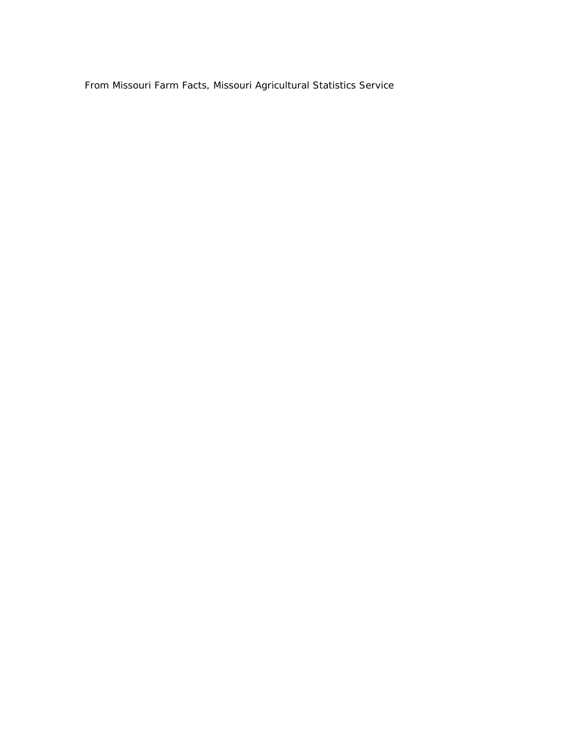From Missouri Farm Facts, Missouri Agricultural Statistics Service